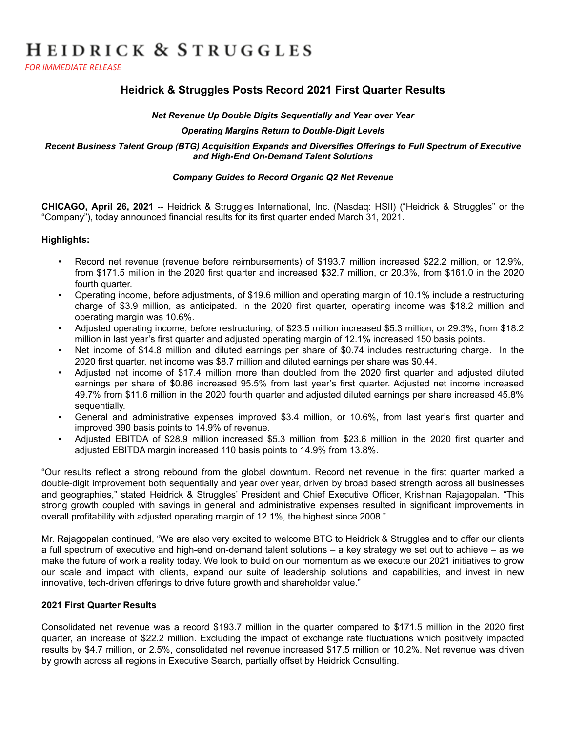# HEIDRICK & STRUGGLES

*FOR IMMEDIATE RELEASE*

## Heidrick & Struggles Posts Record 2021 First Quarter Results

***Net Revenue Up Double Digits Sequentially and Year over Year***

***Operating Margins Return to Double-Digit Levels***

***Recent Business Talent Group (BTG) Acquisition Expands and Diversifies Offerings to Full Spectrum of Executive and High-End On-Demand Talent Solutions***

***Company Guides to Record Organic Q2 Net Revenue***

**CHICAGO, April 26, 2021** -- Heidrick & Struggles International, Inc. (Nasdaq: HSII) ("Heidrick & Struggles" or the "Company"), today announced financial results for its first quarter ended March 31, 2021.

**Highlights:**

- Record net revenue (revenue before reimbursements) of $193.7 million increased $22.2 million, or 12.9%, from $171.5 million in the 2020 first quarter and increased $32.7 million, or 20.3%, from $161.0 in the 2020 fourth quarter.
- Operating income, before adjustments, of $19.6 million and operating margin of 10.1% include a restructuring charge of $3.9 million, as anticipated. In the 2020 first quarter, operating income was $18.2 million and operating margin was 10.6%.
- Adjusted operating income, before restructuring, of $23.5 million increased $5.3 million, or 29.3%, from $18.2 million in last year's first quarter and adjusted operating margin of 12.1% increased 150 basis points.
- Net income of $14.8 million and diluted earnings per share of $0.74 includes restructuring charge. In the 2020 first quarter, net income was $8.7 million and diluted earnings per share was $0.44.
- Adjusted net income of $17.4 million more than doubled from the 2020 first quarter and adjusted diluted earnings per share of $0.86 increased 95.5% from last year's first quarter. Adjusted net income increased 49.7% from $11.6 million in the 2020 fourth quarter and adjusted diluted earnings per share increased 45.8% sequentially.
- General and administrative expenses improved $3.4 million, or 10.6%, from last year's first quarter and improved 390 basis points to 14.9% of revenue.
- Adjusted EBITDA of $28.9 million increased $5.3 million from $23.6 million in the 2020 first quarter and adjusted EBITDA margin increased 110 basis points to 14.9% from 13.8%.

"Our results reflect a strong rebound from the global downturn. Record net revenue in the first quarter marked a double-digit improvement both sequentially and year over year, driven by broad based strength across all businesses and geographies," stated Heidrick & Struggles' President and Chief Executive Officer, Krishnan Rajagopalan. "This strong growth coupled with savings in general and administrative expenses resulted in significant improvements in overall profitability with adjusted operating margin of 12.1%, the highest since 2008."

Mr. Rajagopalan continued, "We are also very excited to welcome BTG to Heidrick & Struggles and to offer our clients a full spectrum of executive and high-end on-demand talent solutions – a key strategy we set out to achieve – as we make the future of work a reality today. We look to build on our momentum as we execute our 2021 initiatives to grow our scale and impact with clients, expand our suite of leadership solutions and capabilities, and invest in new innovative, tech-driven offerings to drive future growth and shareholder value."

**2021 First Quarter Results**

Consolidated net revenue was a record $193.7 million in the quarter compared to $171.5 million in the 2020 first quarter, an increase of $22.2 million. Excluding the impact of exchange rate fluctuations which positively impacted results by $4.7 million, or 2.5%, consolidated net revenue increased $17.5 million or 10.2%. Net revenue was driven by growth across all regions in Executive Search, partially offset by Heidrick Consulting.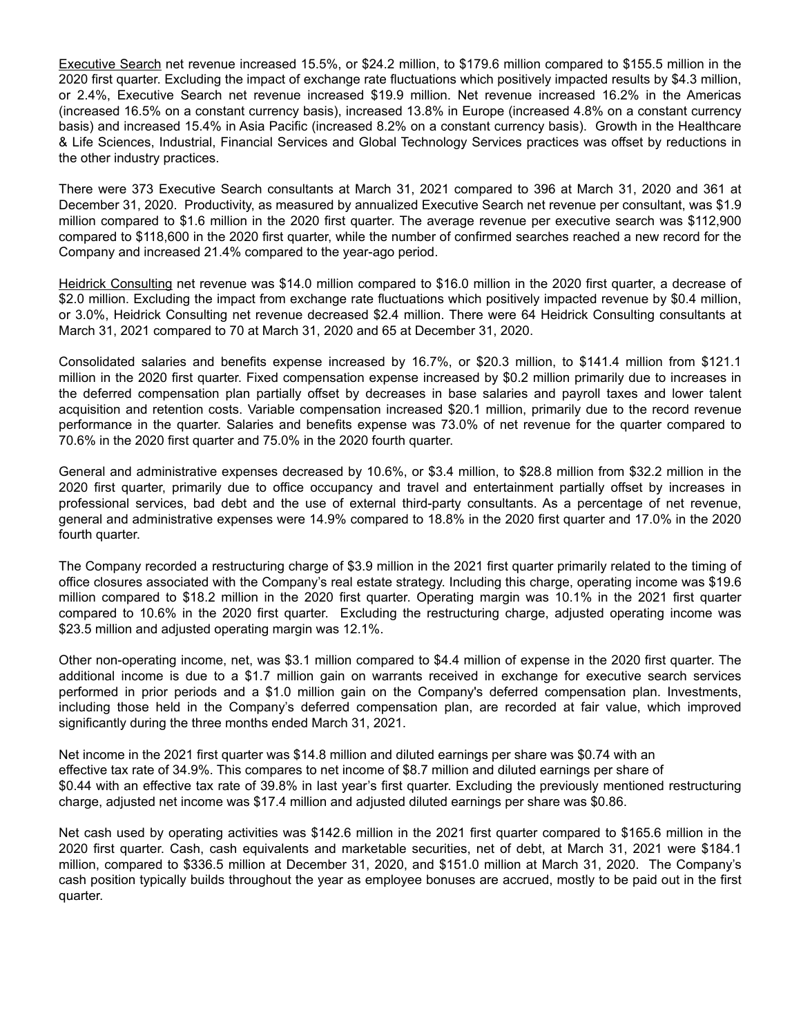Executive Search net revenue increased 15.5%, or $24.2 million, to $179.6 million compared to $155.5 million in the 2020 first quarter. Excluding the impact of exchange rate fluctuations which positively impacted results by $4.3 million, or 2.4%, Executive Search net revenue increased $19.9 million. Net revenue increased 16.2% in the Americas (increased 16.5% on a constant currency basis), increased 13.8% in Europe (increased 4.8% on a constant currency basis) and increased 15.4% in Asia Pacific (increased 8.2% on a constant currency basis). Growth in the Healthcare & Life Sciences, Industrial, Financial Services and Global Technology Services practices was offset by reductions in the other industry practices.

There were 373 Executive Search consultants at March 31, 2021 compared to 396 at March 31, 2020 and 361 at December 31, 2020. Productivity, as measured by annualized Executive Search net revenue per consultant, was $1.9 million compared to $1.6 million in the 2020 first quarter. The average revenue per executive search was $112,900 compared to $118,600 in the 2020 first quarter, while the number of confirmed searches reached a new record for the Company and increased 21.4% compared to the year-ago period.

Heidrick Consulting net revenue was $14.0 million compared to $16.0 million in the 2020 first quarter, a decrease of $2.0 million. Excluding the impact from exchange rate fluctuations which positively impacted revenue by $0.4 million, or 3.0%, Heidrick Consulting net revenue decreased $2.4 million. There were 64 Heidrick Consulting consultants at March 31, 2021 compared to 70 at March 31, 2020 and 65 at December 31, 2020.

Consolidated salaries and benefits expense increased by 16.7%, or $20.3 million, to $141.4 million from $121.1 million in the 2020 first quarter. Fixed compensation expense increased by $0.2 million primarily due to increases in the deferred compensation plan partially offset by decreases in base salaries and payroll taxes and lower talent acquisition and retention costs. Variable compensation increased $20.1 million, primarily due to the record revenue performance in the quarter. Salaries and benefits expense was 73.0% of net revenue for the quarter compared to 70.6% in the 2020 first quarter and 75.0% in the 2020 fourth quarter.

General and administrative expenses decreased by 10.6%, or $3.4 million, to $28.8 million from $32.2 million in the 2020 first quarter, primarily due to office occupancy and travel and entertainment partially offset by increases in professional services, bad debt and the use of external third-party consultants. As a percentage of net revenue, general and administrative expenses were 14.9% compared to 18.8% in the 2020 first quarter and 17.0% in the 2020 fourth quarter.

The Company recorded a restructuring charge of $3.9 million in the 2021 first quarter primarily related to the timing of office closures associated with the Company's real estate strategy. Including this charge, operating income was $19.6 million compared to $18.2 million in the 2020 first quarter. Operating margin was 10.1% in the 2021 first quarter compared to 10.6% in the 2020 first quarter. Excluding the restructuring charge, adjusted operating income was $23.5 million and adjusted operating margin was 12.1%.

Other non-operating income, net, was $3.1 million compared to $4.4 million of expense in the 2020 first quarter. The additional income is due to a $1.7 million gain on warrants received in exchange for executive search services performed in prior periods and a $1.0 million gain on the Company's deferred compensation plan. Investments, including those held in the Company's deferred compensation plan, are recorded at fair value, which improved significantly during the three months ended March 31, 2021.

Net income in the 2021 first quarter was $14.8 million and diluted earnings per share was $0.74 with an effective tax rate of 34.9%. This compares to net income of $8.7 million and diluted earnings per share of $0.44 with an effective tax rate of 39.8% in last year's first quarter. Excluding the previously mentioned restructuring charge, adjusted net income was $17.4 million and adjusted diluted earnings per share was $0.86.

Net cash used by operating activities was $142.6 million in the 2021 first quarter compared to $165.6 million in the 2020 first quarter. Cash, cash equivalents and marketable securities, net of debt, at March 31, 2021 were $184.1 million, compared to $336.5 million at December 31, 2020, and $151.0 million at March 31, 2020. The Company's cash position typically builds throughout the year as employee bonuses are accrued, mostly to be paid out in the first quarter.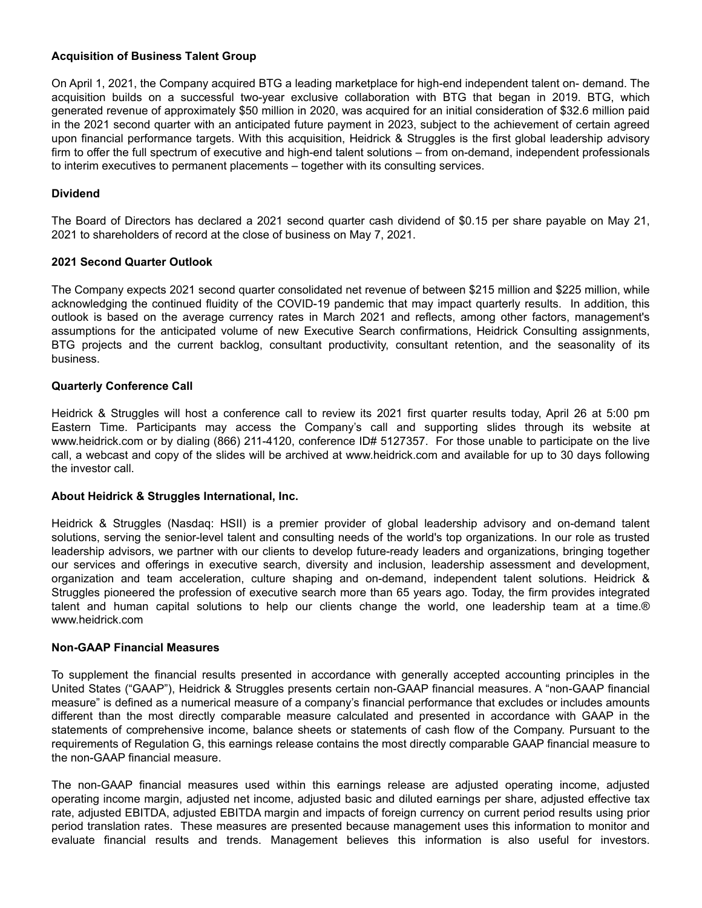**Acquisition of Business Talent Group**

On April 1, 2021, the Company acquired BTG a leading marketplace for high-end independent talent on- demand. The acquisition builds on a successful two-year exclusive collaboration with BTG that began in 2019. BTG, which generated revenue of approximately $50 million in 2020, was acquired for an initial consideration of $32.6 million paid in the 2021 second quarter with an anticipated future payment in 2023, subject to the achievement of certain agreed upon financial performance targets. With this acquisition, Heidrick & Struggles is the first global leadership advisory firm to offer the full spectrum of executive and high-end talent solutions – from on-demand, independent professionals to interim executives to permanent placements – together with its consulting services.

**Dividend**

The Board of Directors has declared a 2021 second quarter cash dividend of $0.15 per share payable on May 21, 2021 to shareholders of record at the close of business on May 7, 2021.

**2021 Second Quarter Outlook**

The Company expects 2021 second quarter consolidated net revenue of between $215 million and $225 million, while acknowledging the continued fluidity of the COVID-19 pandemic that may impact quarterly results. In addition, this outlook is based on the average currency rates in March 2021 and reflects, among other factors, management's assumptions for the anticipated volume of new Executive Search confirmations, Heidrick Consulting assignments, BTG projects and the current backlog, consultant productivity, consultant retention, and the seasonality of its business.

**Quarterly Conference Call**

Heidrick & Struggles will host a conference call to review its 2021 first quarter results today, April 26 at 5:00 pm Eastern Time. Participants may access the Company's call and supporting slides through its website at www.heidrick.com or by dialing (866) 211-4120, conference ID# 5127357. For those unable to participate on the live call, a webcast and copy of the slides will be archived at www.heidrick.com and available for up to 30 days following the investor call.

**About Heidrick & Struggles International, Inc.**

Heidrick & Struggles (Nasdaq: HSII) is a premier provider of global leadership advisory and on-demand talent solutions, serving the senior-level talent and consulting needs of the world's top organizations. In our role as trusted leadership advisors, we partner with our clients to develop future-ready leaders and organizations, bringing together our services and offerings in executive search, diversity and inclusion, leadership assessment and development, organization and team acceleration, culture shaping and on-demand, independent talent solutions. Heidrick & Struggles pioneered the profession of executive search more than 65 years ago. Today, the firm provides integrated talent and human capital solutions to help our clients change the world, one leadership team at a time.® www.heidrick.com

**Non-GAAP Financial Measures**

To supplement the financial results presented in accordance with generally accepted accounting principles in the United States ("GAAP"), Heidrick & Struggles presents certain non-GAAP financial measures. A "non-GAAP financial measure" is defined as a numerical measure of a company's financial performance that excludes or includes amounts different than the most directly comparable measure calculated and presented in accordance with GAAP in the statements of comprehensive income, balance sheets or statements of cash flow of the Company. Pursuant to the requirements of Regulation G, this earnings release contains the most directly comparable GAAP financial measure to the non-GAAP financial measure.

The non-GAAP financial measures used within this earnings release are adjusted operating income, adjusted operating income margin, adjusted net income, adjusted basic and diluted earnings per share, adjusted effective tax rate, adjusted EBITDA, adjusted EBITDA margin and impacts of foreign currency on current period results using prior period translation rates. These measures are presented because management uses this information to monitor and evaluate financial results and trends. Management believes this information is also useful for investors.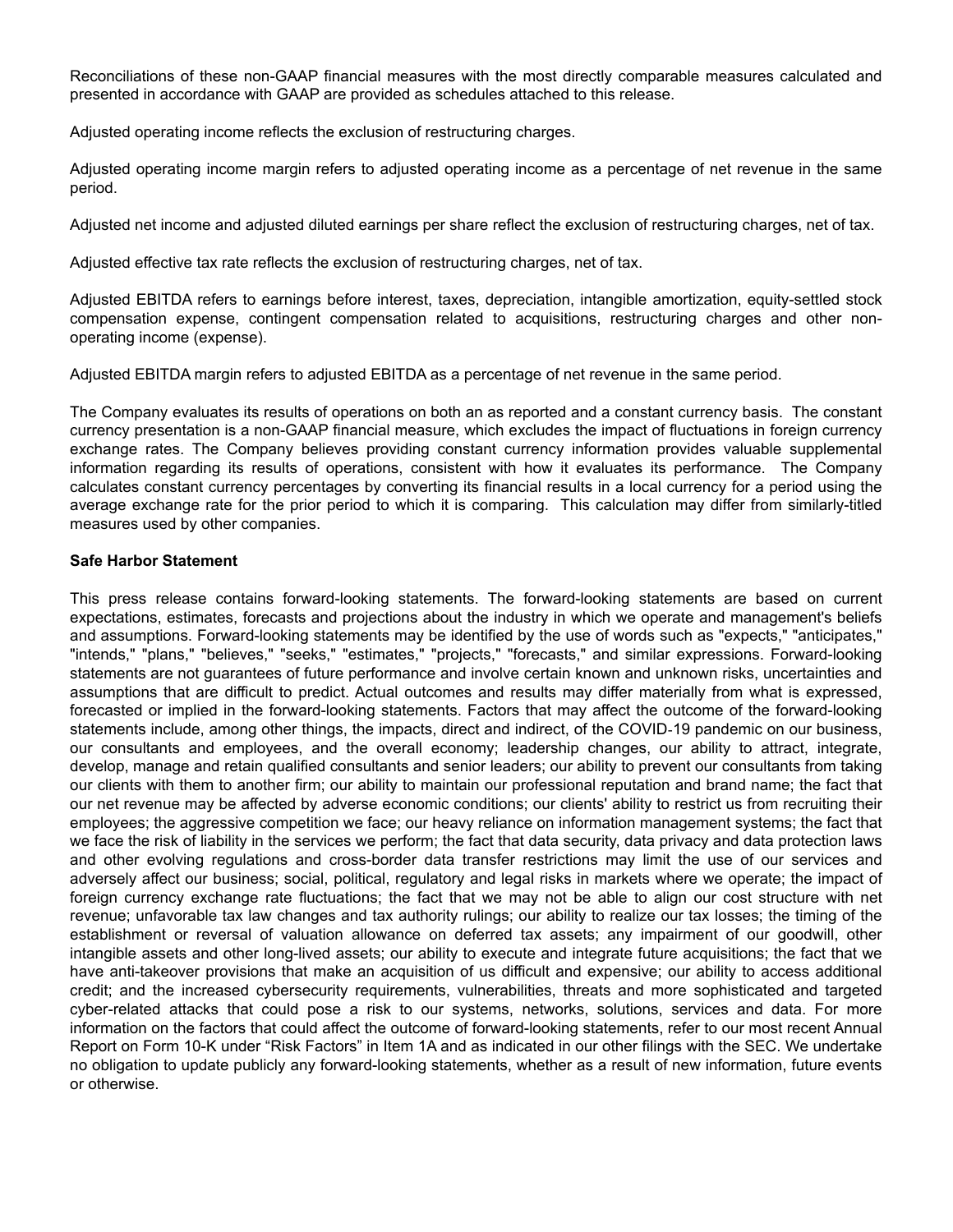Reconciliations of these non-GAAP financial measures with the most directly comparable measures calculated and presented in accordance with GAAP are provided as schedules attached to this release.

Adjusted operating income reflects the exclusion of restructuring charges.

Adjusted operating income margin refers to adjusted operating income as a percentage of net revenue in the same period.

Adjusted net income and adjusted diluted earnings per share reflect the exclusion of restructuring charges, net of tax.

Adjusted effective tax rate reflects the exclusion of restructuring charges, net of tax.

Adjusted EBITDA refers to earnings before interest, taxes, depreciation, intangible amortization, equity-settled stock compensation expense, contingent compensation related to acquisitions, restructuring charges and other non-operating income (expense).

Adjusted EBITDA margin refers to adjusted EBITDA as a percentage of net revenue in the same period.

The Company evaluates its results of operations on both an as reported and a constant currency basis. The constant currency presentation is a non-GAAP financial measure, which excludes the impact of fluctuations in foreign currency exchange rates. The Company believes providing constant currency information provides valuable supplemental information regarding its results of operations, consistent with how it evaluates its performance. The Company calculates constant currency percentages by converting its financial results in a local currency for a period using the average exchange rate for the prior period to which it is comparing. This calculation may differ from similarly-titled measures used by other companies.

**Safe Harbor Statement**

This press release contains forward-looking statements. The forward-looking statements are based on current expectations, estimates, forecasts and projections about the industry in which we operate and management's beliefs and assumptions. Forward-looking statements may be identified by the use of words such as "expects," "anticipates," "intends," "plans," "believes," "seeks," "estimates," "projects," "forecasts," and similar expressions. Forward-looking statements are not guarantees of future performance and involve certain known and unknown risks, uncertainties and assumptions that are difficult to predict. Actual outcomes and results may differ materially from what is expressed, forecasted or implied in the forward-looking statements. Factors that may affect the outcome of the forward-looking statements include, among other things, the impacts, direct and indirect, of the COVID-19 pandemic on our business, our consultants and employees, and the overall economy; leadership changes, our ability to attract, integrate, develop, manage and retain qualified consultants and senior leaders; our ability to prevent our consultants from taking our clients with them to another firm; our ability to maintain our professional reputation and brand name; the fact that our net revenue may be affected by adverse economic conditions; our clients' ability to restrict us from recruiting their employees; the aggressive competition we face; our heavy reliance on information management systems; the fact that we face the risk of liability in the services we perform; the fact that data security, data privacy and data protection laws and other evolving regulations and cross-border data transfer restrictions may limit the use of our services and adversely affect our business; social, political, regulatory and legal risks in markets where we operate; the impact of foreign currency exchange rate fluctuations; the fact that we may not be able to align our cost structure with net revenue; unfavorable tax law changes and tax authority rulings; our ability to realize our tax losses; the timing of the establishment or reversal of valuation allowance on deferred tax assets; any impairment of our goodwill, other intangible assets and other long-lived assets; our ability to execute and integrate future acquisitions; the fact that we have anti-takeover provisions that make an acquisition of us difficult and expensive; our ability to access additional credit; and the increased cybersecurity requirements, vulnerabilities, threats and more sophisticated and targeted cyber-related attacks that could pose a risk to our systems, networks, solutions, services and data. For more information on the factors that could affect the outcome of forward-looking statements, refer to our most recent Annual Report on Form 10-K under "Risk Factors" in Item 1A and as indicated in our other filings with the SEC. We undertake no obligation to update publicly any forward-looking statements, whether as a result of new information, future events or otherwise.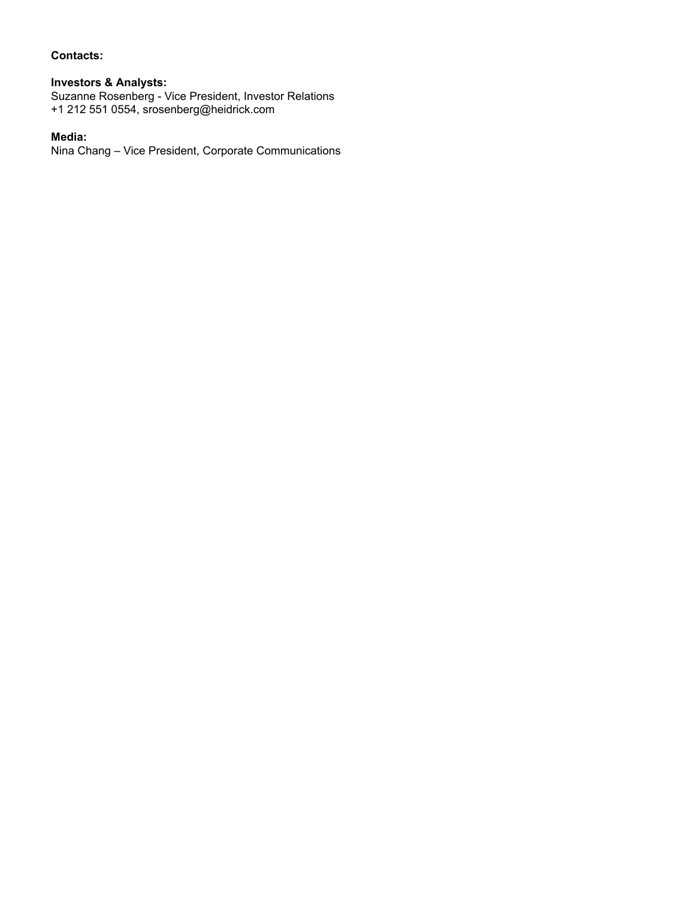**Contacts:**

**Investors & Analysts:**
Suzanne Rosenberg - Vice President, Investor Relations
+1 212 551 0554, srosenberg@heidrick.com

**Media:**
Nina Chang – Vice President, Corporate Communications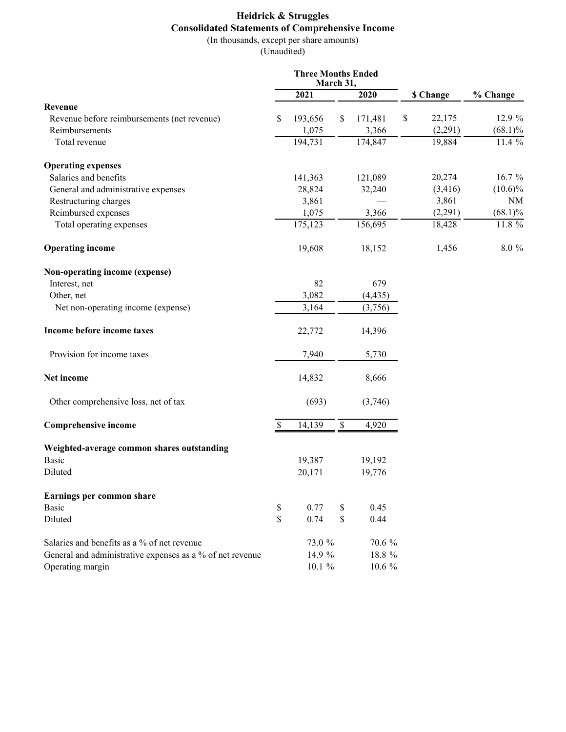# Heidrick & Struggles
## Consolidated Statements of Comprehensive Income
(In thousands, except per share amounts)
(Unaudited)

| | Three Months Ended March 31, 2021 | Three Months Ended March 31, 2020 | $ Change | % Change |
|---|---|---|---|---|
| **Revenue** | | | | |
| Revenue before reimbursements (net revenue) | $ 193,656 | $ 171,481 | $ 22,175 | 12.9 % |
| Reimbursements | 1,075 | 3,366 | (2,291) | (68.1)% |
| Total revenue | 194,731 | 174,847 | 19,884 | 11.4 % |
| **Operating expenses** | | | | |
| Salaries and benefits | 141,363 | 121,089 | 20,274 | 16.7 % |
| General and administrative expenses | 28,824 | 32,240 | (3,416) | (10.6)% |
| Restructuring charges | 3,861 | — | 3,861 | NM |
| Reimbursed expenses | 1,075 | 3,366 | (2,291) | (68.1)% |
| Total operating expenses | 175,123 | 156,695 | 18,428 | 11.8 % |
| **Operating income** | 19,608 | 18,152 | 1,456 | 8.0 % |
| **Non-operating income (expense)** | | | | |
| Interest, net | 82 | 679 | | |
| Other, net | 3,082 | (4,435) | | |
| Net non-operating income (expense) | 3,164 | (3,756) | | |
| **Income before income taxes** | 22,772 | 14,396 | | |
| Provision for income taxes | 7,940 | 5,730 | | |
| **Net income** | 14,832 | 8,666 | | |
| Other comprehensive loss, net of tax | (693) | (3,746) | | |
| **Comprehensive income** | $ 14,139 | $ 4,920 | | |
| **Weighted-average common shares outstanding** | | | | |
| Basic | 19,387 | 19,192 | | |
| Diluted | 20,171 | 19,776 | | |
| **Earnings per common share** | | | | |
| Basic | $ 0.77 | $ 0.45 | | |
| Diluted | $ 0.74 | $ 0.44 | | |
| Salaries and benefits as a % of net revenue | 73.0 % | 70.6 % | | |
| General and administrative expenses as a % of net revenue | 14.9 % | 18.8 % | | |
| Operating margin | 10.1 % | 10.6 % | | |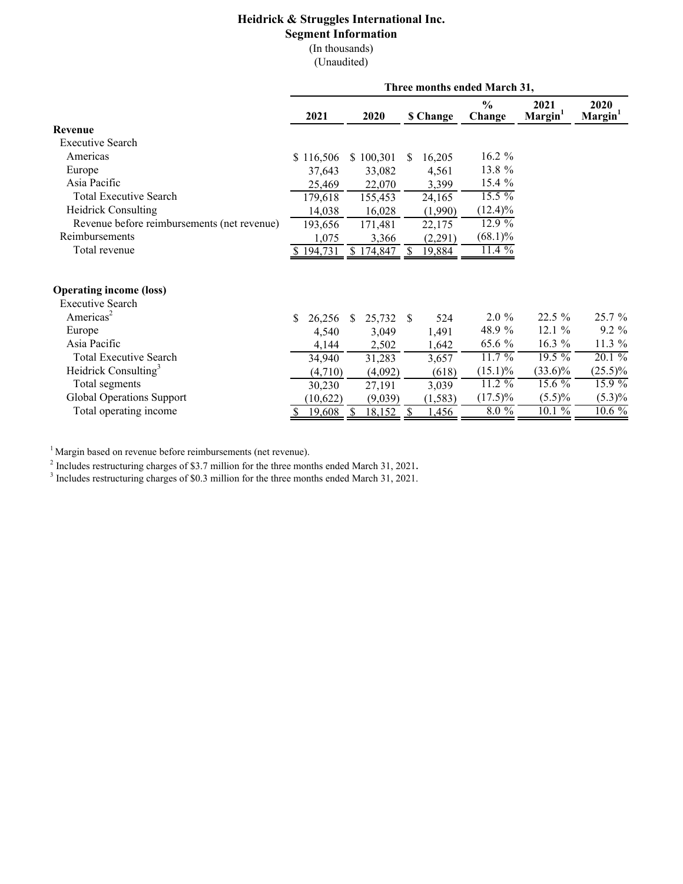# Heidrick & Struggles International Inc.
## Segment Information
(In thousands)
(Unaudited)

| | Three months ended March 31, | | | | | |
|---|---|---|---|---|---|---|
| | 2021 | 2020 | $ Change | % Change | 2021 Margin[1] | 2020 Margin[1] |
| **Revenue** | | | | | | |
| Executive Search | | | | | | |
| Americas | $ 116,506 | $ 100,301 | $ 16,205 | 16.2 % | | |
| Europe | 37,643 | 33,082 | 4,561 | 13.8 % | | |
| Asia Pacific | 25,469 | 22,070 | 3,399 | 15.4 % | | |
| Total Executive Search | 179,618 | 155,453 | 24,165 | 15.5 % | | |
| Heidrick Consulting | 14,038 | 16,028 | (1,990) | (12.4)% | | |
| Revenue before reimbursements (net revenue) | 193,656 | 171,481 | 22,175 | 12.9 % | | |
| Reimbursements | 1,075 | 3,366 | (2,291) | (68.1)% | | |
| Total revenue | $ 194,731 | $ 174,847 | $ 19,884 | 11.4 % | | |
| **Operating income (loss)** | | | | | | |
| Executive Search | | | | | | |
| Americas[2] | $ 26,256 | $ 25,732 | $ 524 | 2.0 % | 22.5 % | 25.7 % |
| Europe | 4,540 | 3,049 | 1,491 | 48.9 % | 12.1 % | 9.2 % |
| Asia Pacific | 4,144 | 2,502 | 1,642 | 65.6 % | 16.3 % | 11.3 % |
| Total Executive Search | 34,940 | 31,283 | 3,657 | 11.7 % | 19.5 % | 20.1 % |
| Heidrick Consulting[3] | (4,710) | (4,092) | (618) | (15.1)% | (33.6)% | (25.5)% |
| Total segments | 30,230 | 27,191 | 3,039 | 11.2 % | 15.6 % | 15.9 % |
| Global Operations Support | (10,622) | (9,039) | (1,583) | (17.5)% | (5.5)% | (5.3)% |
| Total operating income | $ 19,608 | $ 18,152 | $ 1,456 | 8.0 % | 10.1 % | 10.6 % |

[1] Margin based on revenue before reimbursements (net revenue).

[2] Includes restructuring charges of $3.7 million for the three months ended March 31, 2021.

[3] Includes restructuring charges of $0.3 million for the three months ended March 31, 2021.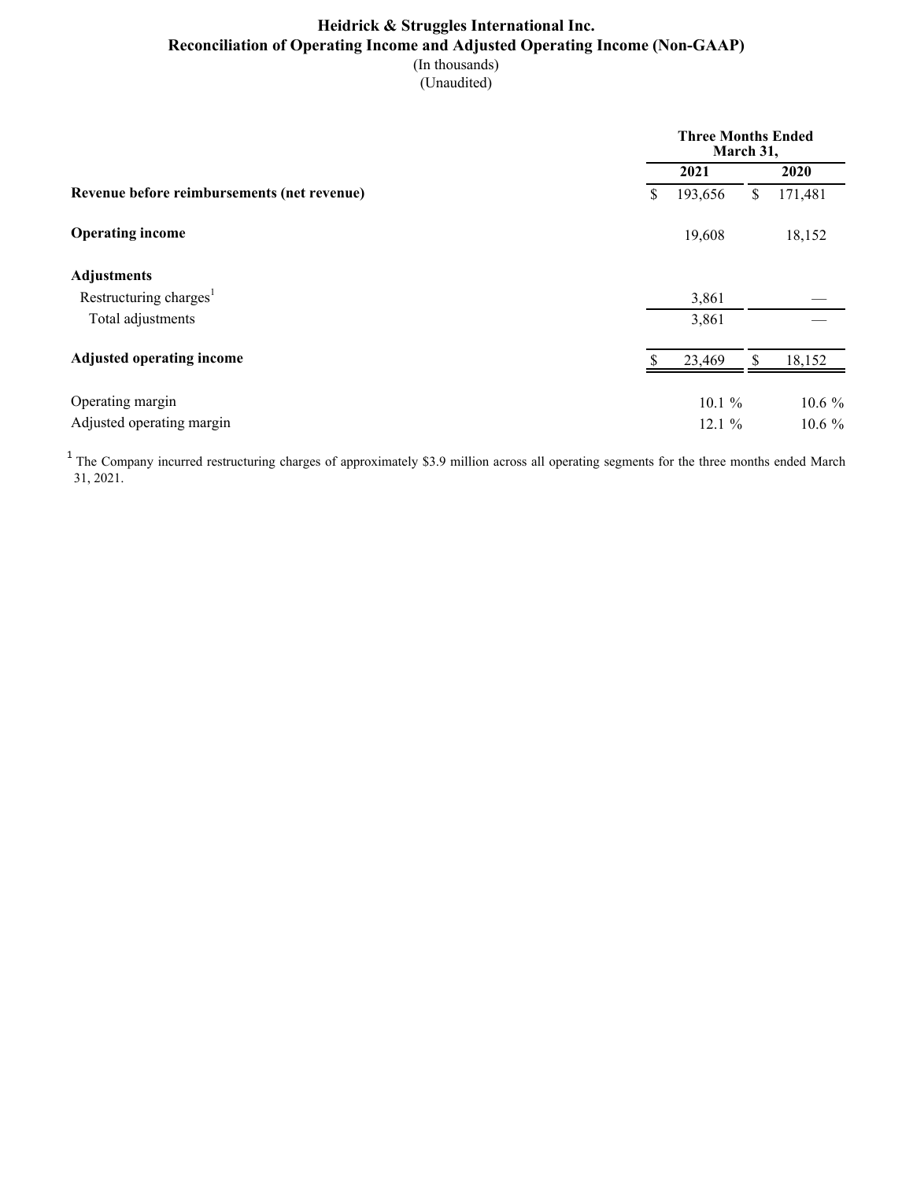# Heidrick & Struggles International Inc.

## Reconciliation of Operating Income and Adjusted Operating Income (Non-GAAP)

(In thousands)
(Unaudited)

| | Three Months Ended March 31, | |
|---|---|---|
| | **2021** | **2020** |
| **Revenue before reimbursements (net revenue)** | $ 193,656 | $ 171,481 |
| **Operating income** | 19,608 | 18,152 |
| **Adjustments** | | |
| Restructuring charges[1] | 3,861 | — |
| Total adjustments | 3,861 | — |
| **Adjusted operating income** | $ 23,469 | $ 18,152 |
| Operating margin | 10.1 % | 10.6 % |
| Adjusted operating margin | 12.1 % | 10.6 % |

[1] The Company incurred restructuring charges of approximately $3.9 million across all operating segments for the three months ended March 31, 2021.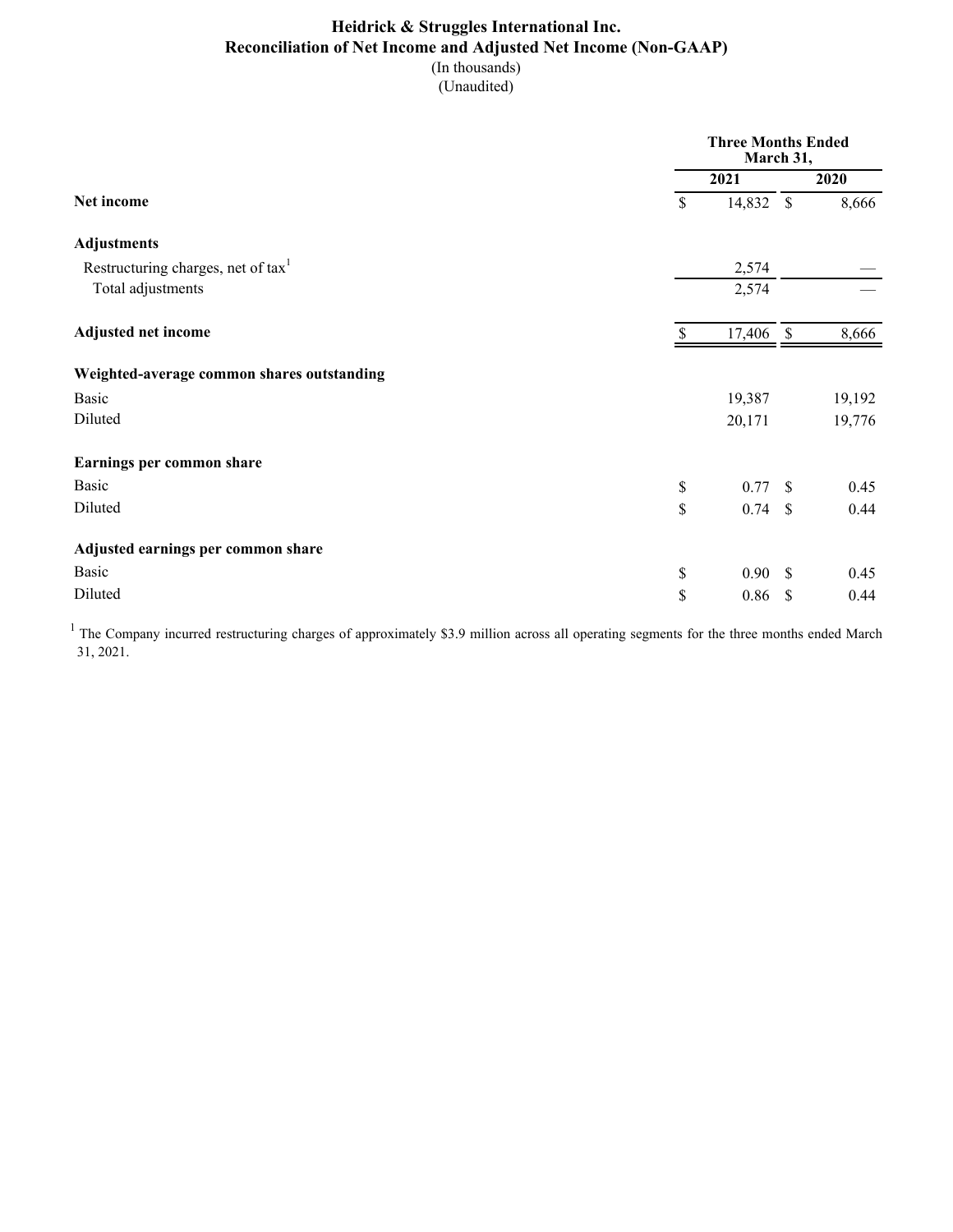# Heidrick & Struggles International Inc.
## Reconciliation of Net Income and Adjusted Net Income (Non-GAAP)
(In thousands)
(Unaudited)

| | Three Months Ended March 31, | |
|---|---|---|
| | 2021 | 2020 |
| **Net income** | $ 14,832 | $ 8,666 |
| **Adjustments** | | |
| Restructuring charges, net of tax[1] | 2,574 | — |
| Total adjustments | 2,574 | — |
| **Adjusted net income** | $ 17,406 | $ 8,666 |
| **Weighted-average common shares outstanding** | | |
| Basic | 19,387 | 19,192 |
| Diluted | 20,171 | 19,776 |
| **Earnings per common share** | | |
| Basic | $ 0.77 | $ 0.45 |
| Diluted | $ 0.74 | $ 0.44 |
| **Adjusted earnings per common share** | | |
| Basic | $ 0.90 | $ 0.45 |
| Diluted | $ 0.86 | $ 0.44 |

[1] The Company incurred restructuring charges of approximately $3.9 million across all operating segments for the three months ended March 31, 2021.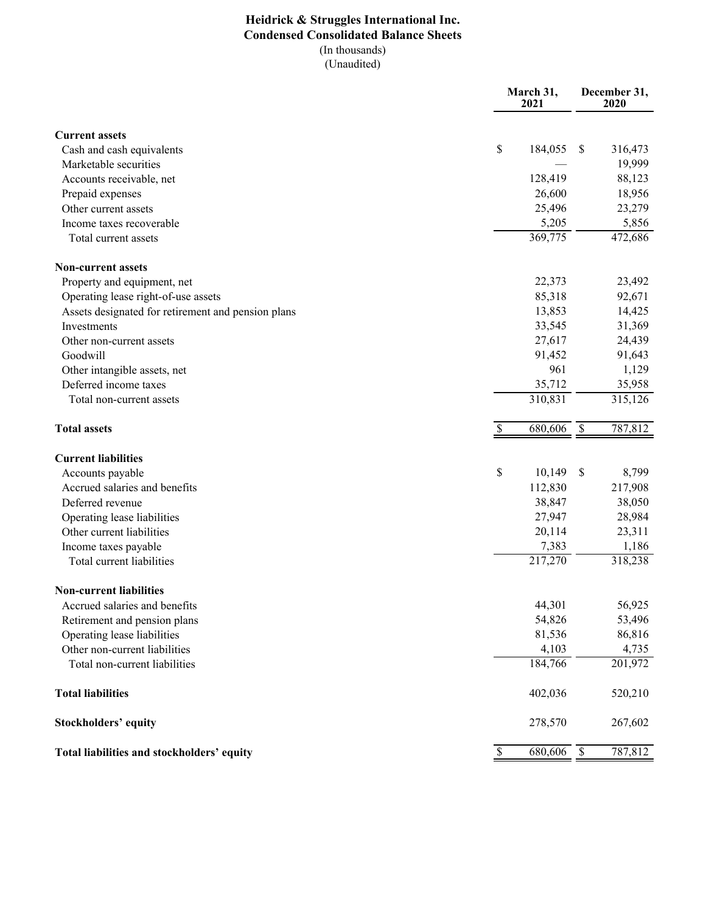# Heidrick & Struggles International Inc.
## Condensed Consolidated Balance Sheets
(In thousands)
(Unaudited)

| | March 31, 2021 | December 31, 2020 |
|---|---|---|
| **Current assets** | | |
| Cash and cash equivalents | $ 184,055 | $ 316,473 |
| Marketable securities | — | 19,999 |
| Accounts receivable, net | 128,419 | 88,123 |
| Prepaid expenses | 26,600 | 18,956 |
| Other current assets | 25,496 | 23,279 |
| Income taxes recoverable | 5,205 | 5,856 |
| Total current assets | 369,775 | 472,686 |
| **Non-current assets** | | |
| Property and equipment, net | 22,373 | 23,492 |
| Operating lease right-of-use assets | 85,318 | 92,671 |
| Assets designated for retirement and pension plans | 13,853 | 14,425 |
| Investments | 33,545 | 31,369 |
| Other non-current assets | 27,617 | 24,439 |
| Goodwill | 91,452 | 91,643 |
| Other intangible assets, net | 961 | 1,129 |
| Deferred income taxes | 35,712 | 35,958 |
| Total non-current assets | 310,831 | 315,126 |
| **Total assets** | $ 680,606 | $ 787,812 |
| **Current liabilities** | | |
| Accounts payable | $ 10,149 | $ 8,799 |
| Accrued salaries and benefits | 112,830 | 217,908 |
| Deferred revenue | 38,847 | 38,050 |
| Operating lease liabilities | 27,947 | 28,984 |
| Other current liabilities | 20,114 | 23,311 |
| Income taxes payable | 7,383 | 1,186 |
| Total current liabilities | 217,270 | 318,238 |
| **Non-current liabilities** | | |
| Accrued salaries and benefits | 44,301 | 56,925 |
| Retirement and pension plans | 54,826 | 53,496 |
| Operating lease liabilities | 81,536 | 86,816 |
| Other non-current liabilities | 4,103 | 4,735 |
| Total non-current liabilities | 184,766 | 201,972 |
| **Total liabilities** | 402,036 | 520,210 |
| **Stockholders' equity** | 278,570 | 267,602 |
| **Total liabilities and stockholders' equity** | $ 680,606 | $ 787,812 |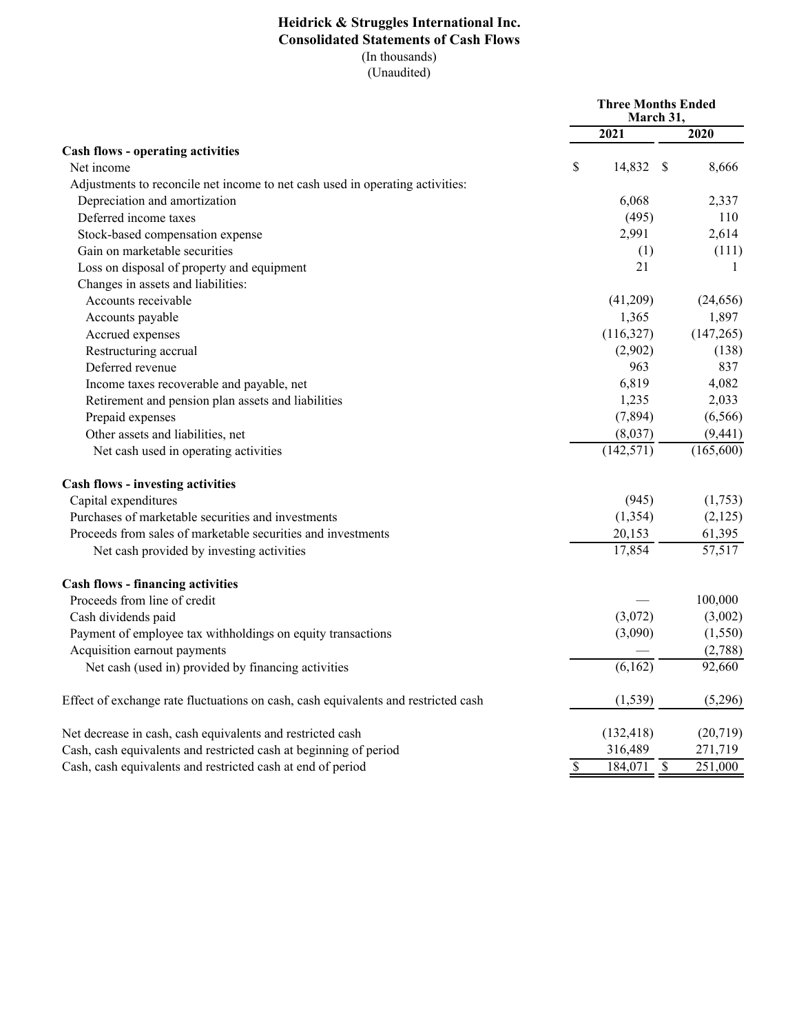# Heidrick & Struggles International Inc.
## Consolidated Statements of Cash Flows
(In thousands)
(Unaudited)

| | Three Months Ended March 31, | |
|---|---|---|
| | 2021 | 2020 |
| **Cash flows - operating activities** | | |
| Net income | $ 14,832 | $ 8,666 |
| Adjustments to reconcile net income to net cash used in operating activities: | | |
| Depreciation and amortization | 6,068 | 2,337 |
| Deferred income taxes | (495) | 110 |
| Stock-based compensation expense | 2,991 | 2,614 |
| Gain on marketable securities | (1) | (111) |
| Loss on disposal of property and equipment | 21 | 1 |
| Changes in assets and liabilities: | | |
| Accounts receivable | (41,209) | (24,656) |
| Accounts payable | 1,365 | 1,897 |
| Accrued expenses | (116,327) | (147,265) |
| Restructuring accrual | (2,902) | (138) |
| Deferred revenue | 963 | 837 |
| Income taxes recoverable and payable, net | 6,819 | 4,082 |
| Retirement and pension plan assets and liabilities | 1,235 | 2,033 |
| Prepaid expenses | (7,894) | (6,566) |
| Other assets and liabilities, net | (8,037) | (9,441) |
| Net cash used in operating activities | (142,571) | (165,600) |
| **Cash flows - investing activities** | | |
| Capital expenditures | (945) | (1,753) |
| Purchases of marketable securities and investments | (1,354) | (2,125) |
| Proceeds from sales of marketable securities and investments | 20,153 | 61,395 |
| Net cash provided by investing activities | 17,854 | 57,517 |
| **Cash flows - financing activities** | | |
| Proceeds from line of credit | — | 100,000 |
| Cash dividends paid | (3,072) | (3,002) |
| Payment of employee tax withholdings on equity transactions | (3,090) | (1,550) |
| Acquisition earnout payments | — | (2,788) |
| Net cash (used in) provided by financing activities | (6,162) | 92,660 |
| Effect of exchange rate fluctuations on cash, cash equivalents and restricted cash | (1,539) | (5,296) |
| Net decrease in cash, cash equivalents and restricted cash | (132,418) | (20,719) |
| Cash, cash equivalents and restricted cash at beginning of period | 316,489 | 271,719 |
| Cash, cash equivalents and restricted cash at end of period | $ 184,071 | $ 251,000 |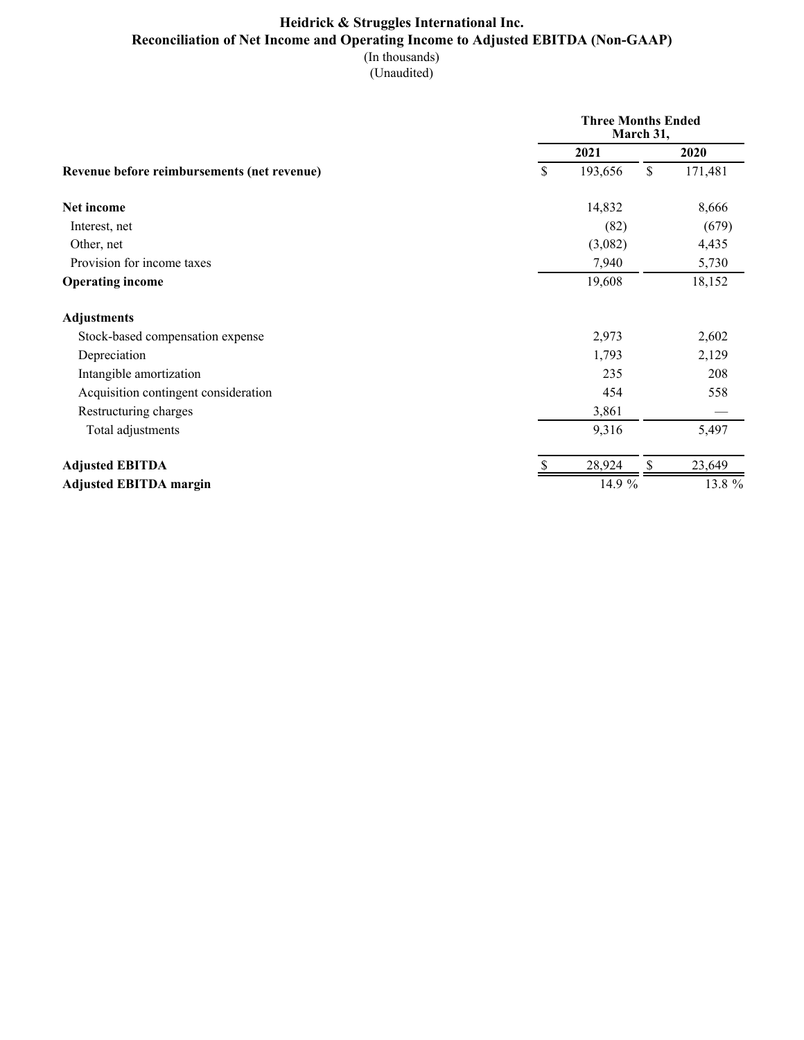**Heidrick & Struggles International Inc.**
**Reconciliation of Net Income and Operating Income to Adjusted EBITDA (Non-GAAP)**
(In thousands)
(Unaudited)

| | Three Months Ended March 31, | |
|---|---|---|
| | **2021** | **2020** |
| **Revenue before reimbursements (net revenue)** | $ 193,656 | $ 171,481 |
| | | |
| **Net income** | 14,832 | 8,666 |
| Interest, net | (82) | (679) |
| Other, net | (3,082) | 4,435 |
| Provision for income taxes | 7,940 | 5,730 |
| **Operating income** | 19,608 | 18,152 |
| | | |
| **Adjustments** | | |
| Stock-based compensation expense | 2,973 | 2,602 |
| Depreciation | 1,793 | 2,129 |
| Intangible amortization | 235 | 208 |
| Acquisition contingent consideration | 454 | 558 |
| Restructuring charges | 3,861 | — |
| Total adjustments | 9,316 | 5,497 |
| | | |
| **Adjusted EBITDA** | $ 28,924 | $ 23,649 |
| **Adjusted EBITDA margin** | 14.9 % | 13.8 % |